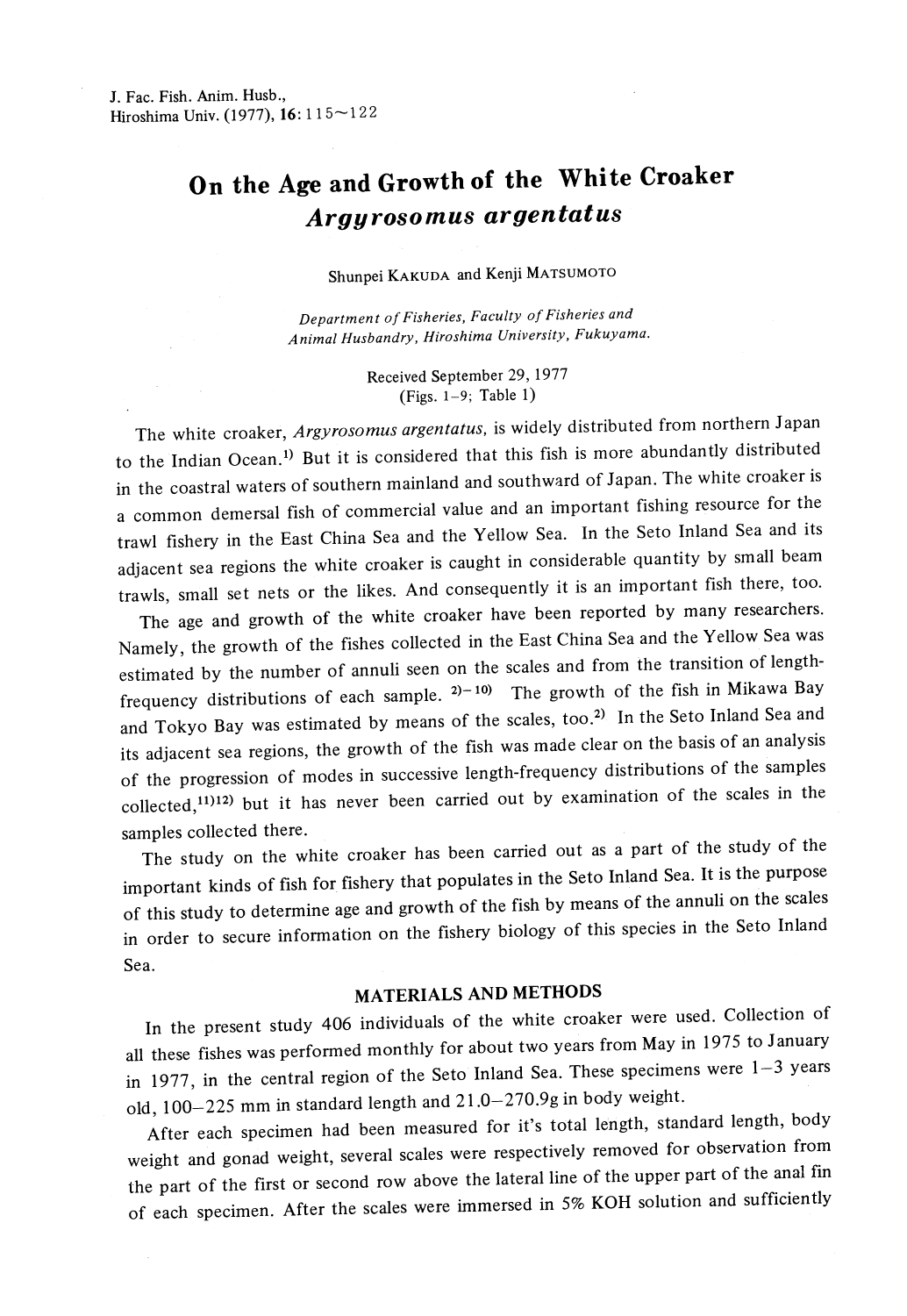# On the Age and Growth of the White Croaker *Argyrosomus argentatus*

Shunpei KAKUDA and Kenji MATSUMOTO

*Department of Fisheries, Faculty of Fisheries and Animal Husbandry, Hiroshima University, Fukuyama.*

Received September 29, 1977
(Figs. 1–9; Table 1)

The white croaker, *Argyrosomus argentatus*, is widely distributed from northern Japan to the Indian Ocean.[1] But it is considered that this fish is more abundantly distributed in the coastal waters of southern mainland and southward of Japan. The white croaker is a common demersal fish of commercial value and an important fishing resource for the trawl fishery in the East China Sea and the Yellow Sea. In the Seto Inland Sea and its adjacent sea regions the white croaker is caught in considerable quantity by small beam trawls, small set nets or the likes. And consequently it is an important fish there, too.

The age and growth of the white croaker have been reported by many researchers. Namely, the growth of the fishes collected in the East China Sea and the Yellow Sea was estimated by the number of annuli seen on the scales and from the transition of length-frequency distributions of each sample.[2)–10)] The growth of the fish in Mikawa Bay and Tokyo Bay was estimated by means of the scales, too.[2] In the Seto Inland Sea and its adjacent sea regions, the growth of the fish was made clear on the basis of an analysis of the progression of modes in successive length-frequency distributions of the samples collected,[11][12] but it has never been carried out by examination of the scales in the samples collected there.

The study on the white croaker has been carried out as a part of the study of the important kinds of fish for fishery that populates in the Seto Inland Sea. It is the purpose of this study to determine age and growth of the fish by means of the annuli on the scales in order to secure information on the fishery biology of this species in the Seto Inland Sea.

## MATERIALS AND METHODS

In the present study 406 individuals of the white croaker were used. Collection of all these fishes was performed monthly for about two years from May in 1975 to January in 1977, in the central region of the Seto Inland Sea. These specimens were 1–3 years old, 100–225 mm in standard length and 21.0–270.9g in body weight.

After each specimen had been measured for it's total length, standard length, body weight and gonad weight, several scales were respectively removed for observation from the part of the first or second row above the lateral line of the upper part of the anal fin of each specimen. After the scales were immersed in 5% KOH solution and sufficiently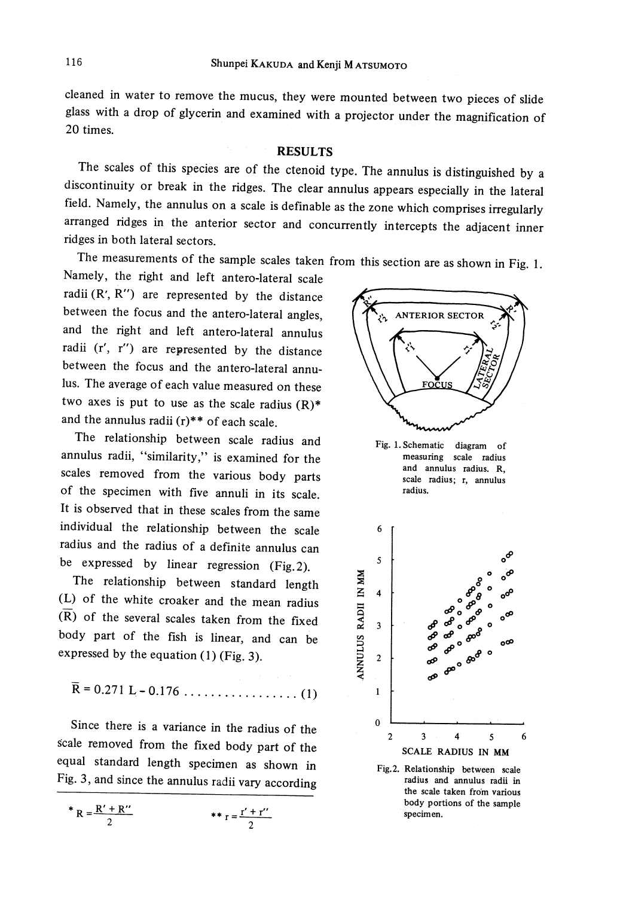cleaned in water to remove the mucus, they were mounted between two pieces of slide glass with a drop of glycerin and examined with a projector under the magnification of 20 times.

## RESULTS

The scales of this species are of the ctenoid type. The annulus is distinguished by a discontinuity or break in the ridges. The clear annulus appears especially in the lateral field. Namely, the annulus on a scale is definable as the zone which comprises irregularly arranged ridges in the anterior sector and concurrently intercepts the adjacent inner ridges in both lateral sectors.

The measurements of the sample scales taken from this section are as shown in Fig. 1. Namely, the right and left antero-lateral scale radii (R′, R″) are represented by the distance between the focus and the antero-lateral angles, and the right and left antero-lateral annulus radii (r′, r″) are represented by the distance between the focus and the antero-lateral annulus. The average of each value measured on these two axes is put to use as the scale radius (R)* and the annulus radii (r)** of each scale.

Fig. 1. Schematic diagram of measuring scale radius and annulus radius. R, scale radius; r, annulus radius.

The relationship between scale radius and annulus radii, "similarity," is examined for the scales removed from the various body parts of the specimen with five annuli in its scale. It is observed that in these scales from the same individual the relationship between the scale radius and the radius of a definite annulus can be expressed by linear regression (Fig. 2).

Fig. 2. Relationship between scale radius and annulus radii in the scale taken from various body portions of the sample specimen.

The relationship between standard length (L) of the white croaker and the mean radius ($\bar{R}$) of the several scales taken from the fixed body part of the fish is linear, and can be expressed by the equation (1) (Fig. 3).

$$\bar{R} = 0.271\ L - 0.176 \quad \ldots\ldots\ldots\ldots\ldots\ldots (1)$$

Since there is a variance in the radius of the scale removed from the fixed body part of the equal standard length specimen as shown in Fig. 3, and since the annulus radii vary according

---

* $R = \dfrac{R' + R''}{2}$ ** $r = \dfrac{r' + r''}{2}$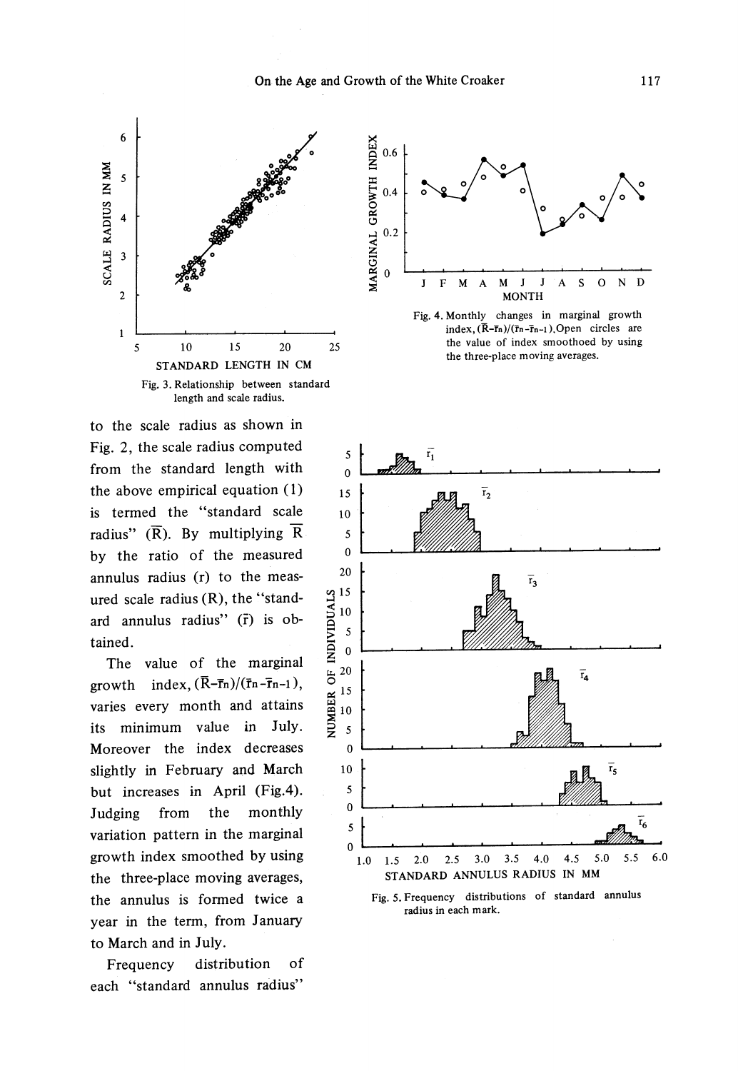Fig. 3. Relationship between standard length and scale radius.

Fig. 4. Monthly changes in marginal growth index, $(\bar{R}-\bar{r}_n)/(\bar{r}_n-\bar{r}_{n-1})$. Open circles are the value of index smoothoed by using the three-place moving averages.

to the scale radius as shown in Fig. 2, the scale radius computed from the standard length with the above empirical equation (1) is termed the "standard scale radius" ($\bar{R}$). By multiplying $\bar{R}$ by the ratio of the measured annulus radius (r) to the measured scale radius (R), the "standard annulus radius" ($\bar{r}$) is obtained.

The value of the marginal growth index, $(\bar{R}-\bar{r}_n)/(\bar{r}_n-\bar{r}_{n-1})$, varies every month and attains its minimum value in July. Moreover the index decreases slightly in February and March but increases in April (Fig.4). Judging from the monthly variation pattern in the marginal growth index smoothed by using the three-place moving averages, the annulus is formed twice a year in the term, from January to March and in July.

Frequency distribution of each "standard annulus radius"

Fig. 5. Frequency distributions of standard annulus radius in each mark.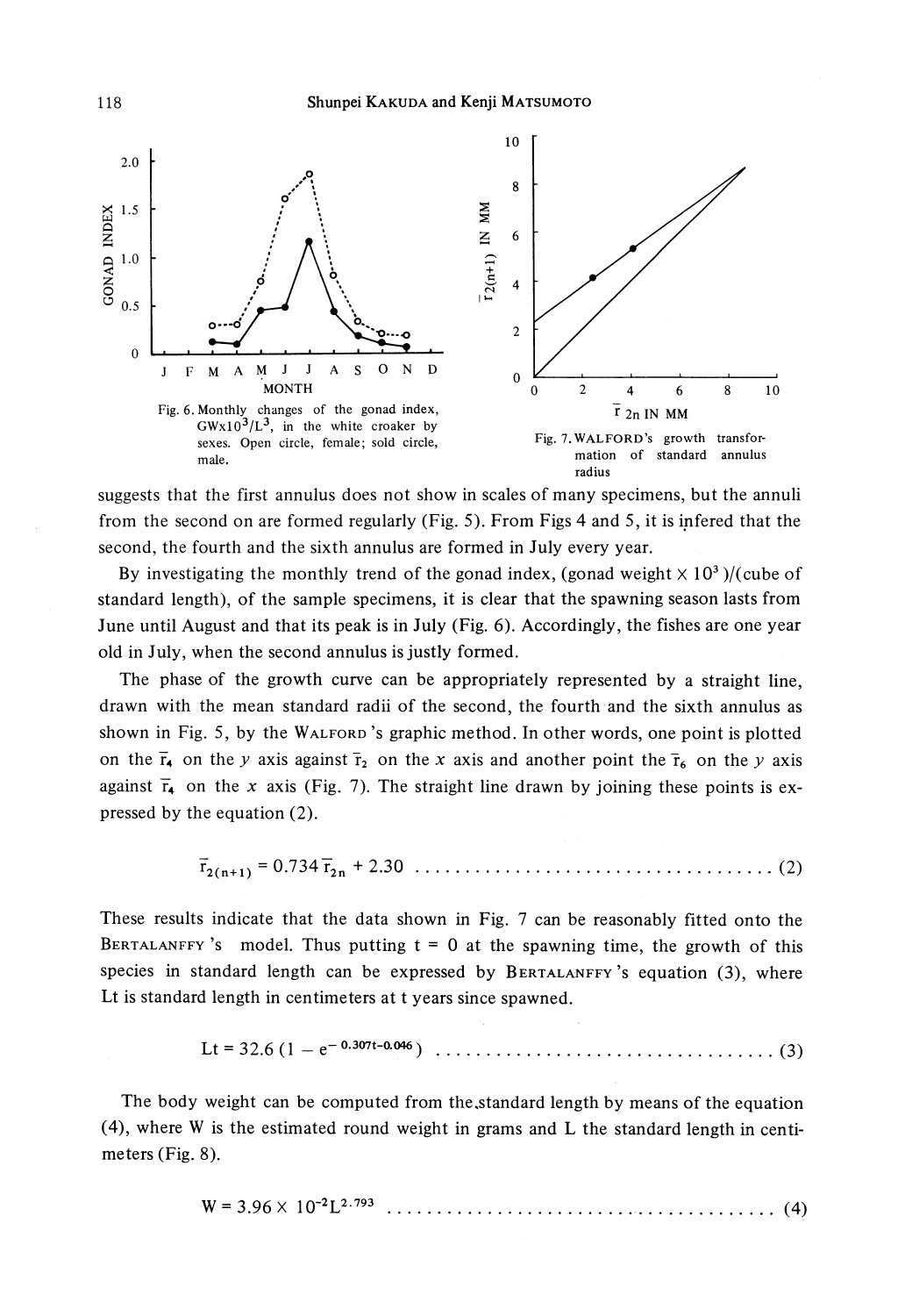Fig. 6. Monthly changes of the gonad index, $GW \times 10^3/L^3$, in the white croaker by sexes. Open circle, female; sold circle, male.

Fig. 7. WALFORD's growth transformation of standard annulus radius

suggests that the first annulus does not show in scales of many specimens, but the annuli from the second on are formed regularly (Fig. 5). From Figs 4 and 5, it is infered that the second, the fourth and the sixth annulus are formed in July every year.

By investigating the monthly trend of the gonad index, (gonad weight $\times 10^3$)/(cube of standard length), of the sample specimens, it is clear that the spawning season lasts from June until August and that its peak is in July (Fig. 6). Accordingly, the fishes are one year old in July, when the second annulus is justly formed.

The phase of the growth curve can be appropriately represented by a straight line, drawn with the mean standard radii of the second, the fourth and the sixth annulus as shown in Fig. 5, by the WALFORD's graphic method. In other words, one point is plotted on the $\bar{r}_4$ on the $y$ axis against $\bar{r}_2$ on the $x$ axis and another point the $\bar{r}_6$ on the $y$ axis against $\bar{r}_4$ on the $x$ axis (Fig. 7). The straight line drawn by joining these points is expressed by the equation (2).

$$\bar{r}_{2(n+1)} = 0.734\,\bar{r}_{2n} + 2.30 \qquad (2)$$

These results indicate that the data shown in Fig. 7 can be reasonably fitted onto the BERTALANFFY's model. Thus putting t = 0 at the spawning time, the growth of this species in standard length can be expressed by BERTALANFFY's equation (3), where Lt is standard length in centimeters at t years since spawned.

$$L_t = 32.6\,(1 - e^{-0.307t - 0.046}) \qquad (3)$$

The body weight can be computed from the standard length by means of the equation (4), where W is the estimated round weight in grams and L the standard length in centimeters (Fig. 8).

$$W = 3.96 \times 10^{-2} L^{2.793} \qquad (4)$$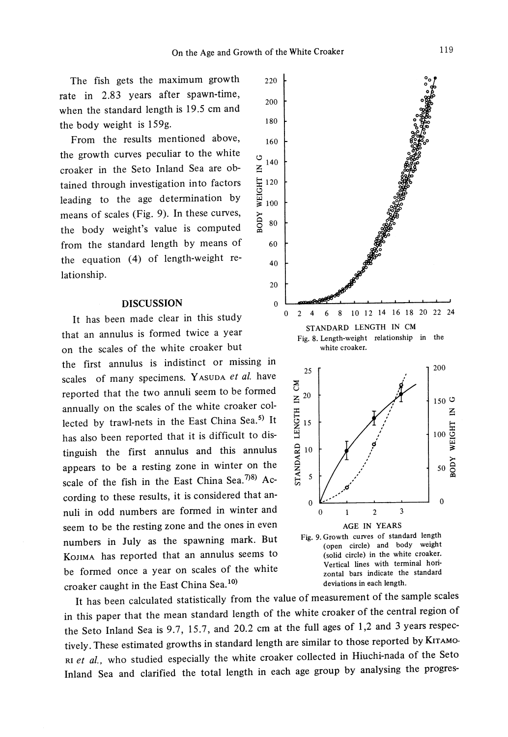The fish gets the maximum growth rate in 2.83 years after spawn-time, when the standard length is 19.5 cm and the body weight is 159g.

From the results mentioned above, the growth curves peculiar to the white croaker in the Seto Inland Sea are obtained through investigation into factors leading to the age determination by means of scales (Fig. 9). In these curves, the body weight's value is computed from the standard length by means of the equation (4) of length-weight relationship.

Fig. 8. Length-weight relationship in the white croaker.

Fig. 9. Growth curves of standard length (open circle) and body weight (solid circle) in the white croaker. Vertical lines with terminal horizontal bars indicate the standard deviations in each length.

## DISCUSSION

It has been made clear in this study that an annulus is formed twice a year on the scales of the white croaker but the first annulus is indistinct or missing in scales of many specimens. YASUDA *et al.* have reported that the two annuli seem to be formed annually on the scales of the white croaker collected by trawl-nets in the East China Sea.[5] It has also been reported that it is difficult to distinguish the first annulus and this annulus appears to be a resting zone in winter on the scale of the fish in the East China Sea.[7,8] According to these results, it is considered that annuli in odd numbers are formed in winter and seem to be the resting zone and the ones in even numbers in July as the spawning mark. But KOJIMA has reported that an annulus seems to be formed once a year on scales of the white croaker caught in the East China Sea.[10]

It has been calculated statistically from the value of measurement of the sample scales in this paper that the mean standard length of the white croaker of the central region of the Seto Inland Sea is 9.7, 15.7, and 20.2 cm at the full ages of 1,2 and 3 years respectively. These estimated growths in standard length are similar to those reported by KITAMORI *et al.*, who studied especially the white croaker collected in Hiuchi-nada of the Seto Inland Sea and clarified the total length in each age group by analysing the progres-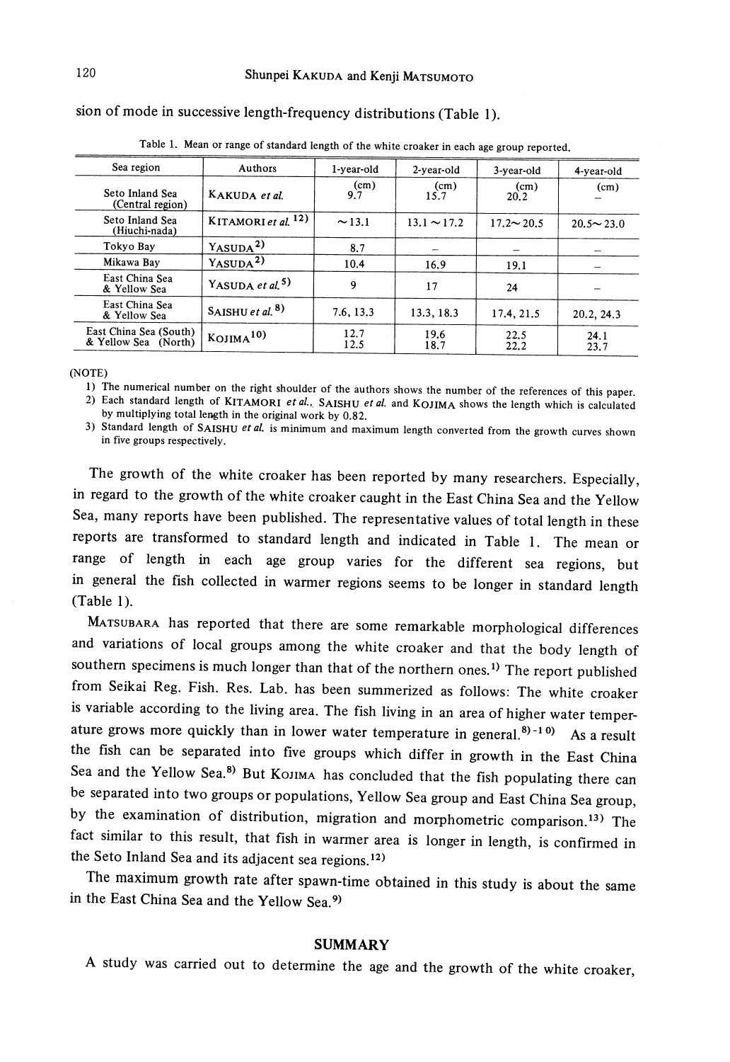sion of mode in successive length-frequency distributions (Table 1).

Table 1. Mean or range of standard length of the white croaker in each age group reported.

| Sea region | Authors | 1-year-old | 2-year-old | 3-year-old | 4-year-old |
|---|---|---|---|---|---|
| | | (cm) | (cm) | (cm) | (cm) |
| Seto Inland Sea (Central region) | KAKUDA *et al.* | 9.7 | 15.7 | 20.2 | – |
| Seto Inland Sea (Hiuchi-nada) | KITAMORI *et al.* [12] | ~13.1 | 13.1 ~ 17.2 | 17.2~ 20.5 | 20.5~ 23.0 |
| Tokyo Bay | YASUDA [2] | 8.7 | – | – | – |
| Mikawa Bay | YASUDA [2] | 10.4 | 16.9 | 19.1 | – |
| East China Sea & Yellow Sea | YASUDA *et al.* [5] | 9 | 17 | 24 | – |
| East China Sea & Yellow Sea | SAISHU *et al.* [8] | 7.6, 13.3 | 13.3, 18.3 | 17.4, 21.5 | 20.2, 24.3 |
| East China Sea (South) & Yellow Sea (North) | KOJIMA [10] | 12.7<br>12.5 | 19.6<br>18.7 | 22.5<br>22.2 | 24.1<br>23.7 |

(NOTE)
1) The numerical number on the right shoulder of the authors shows the number of the references of this paper.
2) Each standard length of KITAMORI *et al.*, SAISHU *et al.* and KOJIMA shows the length which is calculated by multiplying total length in the original work by 0.82.
3) Standard length of SAISHU *et al.* is minimum and maximum length converted from the growth curves shown in five groups respectively.

The growth of the white croaker has been reported by many researchers. Especially, in regard to the growth of the white croaker caught in the East China Sea and the Yellow Sea, many reports have been published. The representative values of total length in these reports are transformed to standard length and indicated in Table 1. The mean or range of length in each age group varies for the different sea regions, but in general the fish collected in warmer regions seems to be longer in standard length (Table 1).

MATSUBARA has reported that there are some remarkable morphological differences and variations of local groups among the white croaker and that the body length of southern specimens is much longer than that of the northern ones.[1] The report published from Seikai Reg. Fish. Res. Lab. has been summerized as follows: The white croaker is variable according to the living area. The fish living in an area of higher water temperature grows more quickly than in lower water temperature in general.[8)-10] As a result the fish can be separated into five groups which differ in growth in the East China Sea and the Yellow Sea.[8] But KOJIMA has concluded that the fish populating there can be separated into two groups or populations, Yellow Sea group and East China Sea group, by the examination of distribution, migration and morphometric comparison.[13] The fact similar to this result, that fish in warmer area is longer in length, is confirmed in the Seto Inland Sea and its adjacent sea regions.[12]

The maximum growth rate after spawn-time obtained in this study is about the same in the East China Sea and the Yellow Sea.[9]

## SUMMARY

A study was carried out to determine the age and the growth of the white croaker,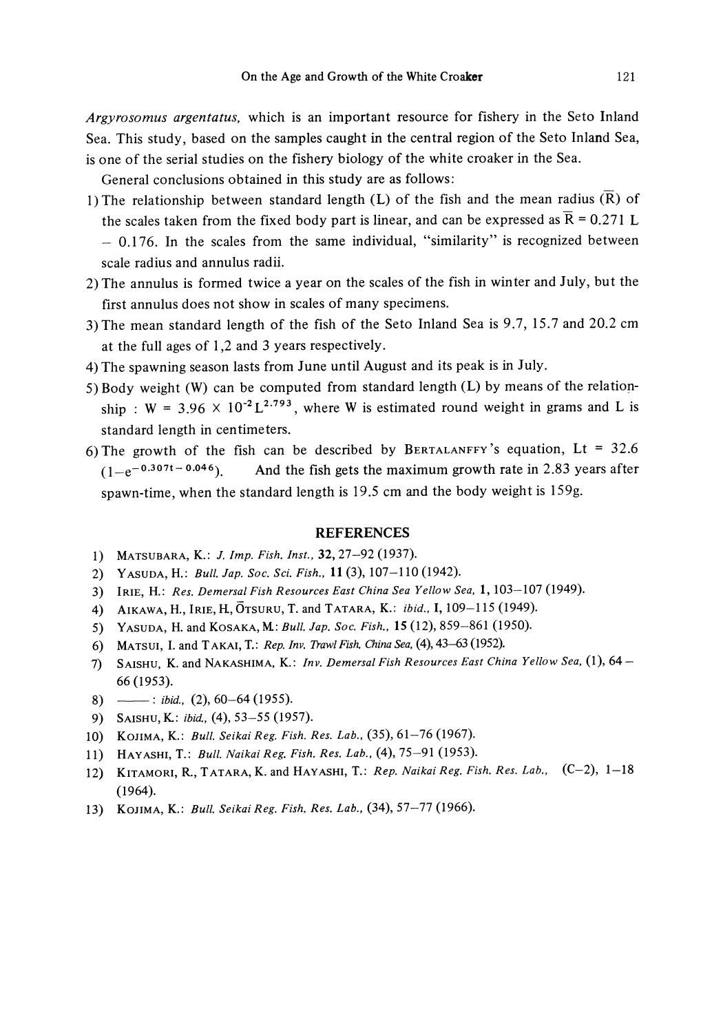*Argyrosomus argentatus*, which is an important resource for fishery in the Seto Inland Sea. This study, based on the samples caught in the central region of the Seto Inland Sea, is one of the serial studies on the fishery biology of the white croaker in the Sea.

General conclusions obtained in this study are as follows:

1) The relationship between standard length (L) of the fish and the mean radius ($\bar{R}$) of the scales taken from the fixed body part is linear, and can be expressed as $\bar{R} = 0.271\ L - 0.176$. In the scales from the same individual, "similarity" is recognized between scale radius and annulus radii.
2) The annulus is formed twice a year on the scales of the fish in winter and July, but the first annulus does not show in scales of many specimens.
3) The mean standard length of the fish of the Seto Inland Sea is 9.7, 15.7 and 20.2 cm at the full ages of 1,2 and 3 years respectively.
4) The spawning season lasts from June until August and its peak is in July.
5) Body weight (W) can be computed from standard length (L) by means of the relationship : $W = 3.96 \times 10^{-2} L^{2.793}$, where W is estimated round weight in grams and L is standard length in centimeters.
6) The growth of the fish can be described by BERTALANFFY's equation, $Lt = 32.6\ (1-e^{-0.307t-0.046})$. And the fish gets the maximum growth rate in 2.83 years after spawn-time, when the standard length is 19.5 cm and the body weight is 159g.

## REFERENCES

1) MATSUBARA, K.: *J. Imp. Fish. Inst.*, **32**, 27–92 (1937).
2) YASUDA, H.: *Bull. Jap. Soc. Sci. Fish.*, **11** (3), 107–110 (1942).
3) IRIE, H.: *Res. Demersal Fish Resources East China Sea Yellow Sea*, **1**, 103–107 (1949).
4) AIKAWA, H., IRIE, H., ŌTSURU, T. and TATARA, K.: *ibid.*, **I**, 109–115 (1949).
5) YASUDA, H. and KOSAKA, M.: *Bull. Jap. Soc. Fish.*, **15** (12), 859–861 (1950).
6) MATSUI, I. and TAKAI, T.: *Rep. Inv. Trawl Fish. China Sea*, (4), 43–63 (1952).
7) SAISHU, K. and NAKASHIMA, K.: *Inv. Demersal Fish Resources East China Yellow Sea*, (1), 64–66 (1953).
8) ——— : *ibid.*, (2), 60–64 (1955).
9) SAISHU, K.: *ibid.*, (4), 53–55 (1957).
10) KOJIMA, K.: *Bull. Seikai Reg. Fish. Res. Lab.*, (35), 61–76 (1967).
11) HAYASHI, T.: *Bull. Naikai Reg. Fish. Res. Lab.*, (4), 75–91 (1953).
12) KITAMORI, R., TATARA, K. and HAYASHI, T.: *Rep. Naikai Reg. Fish. Res. Lab.*, (C–2), 1–18 (1964).
13) KOJIMA, K.: *Bull. Seikai Reg. Fish. Res. Lab.*, (34), 57–77 (1966).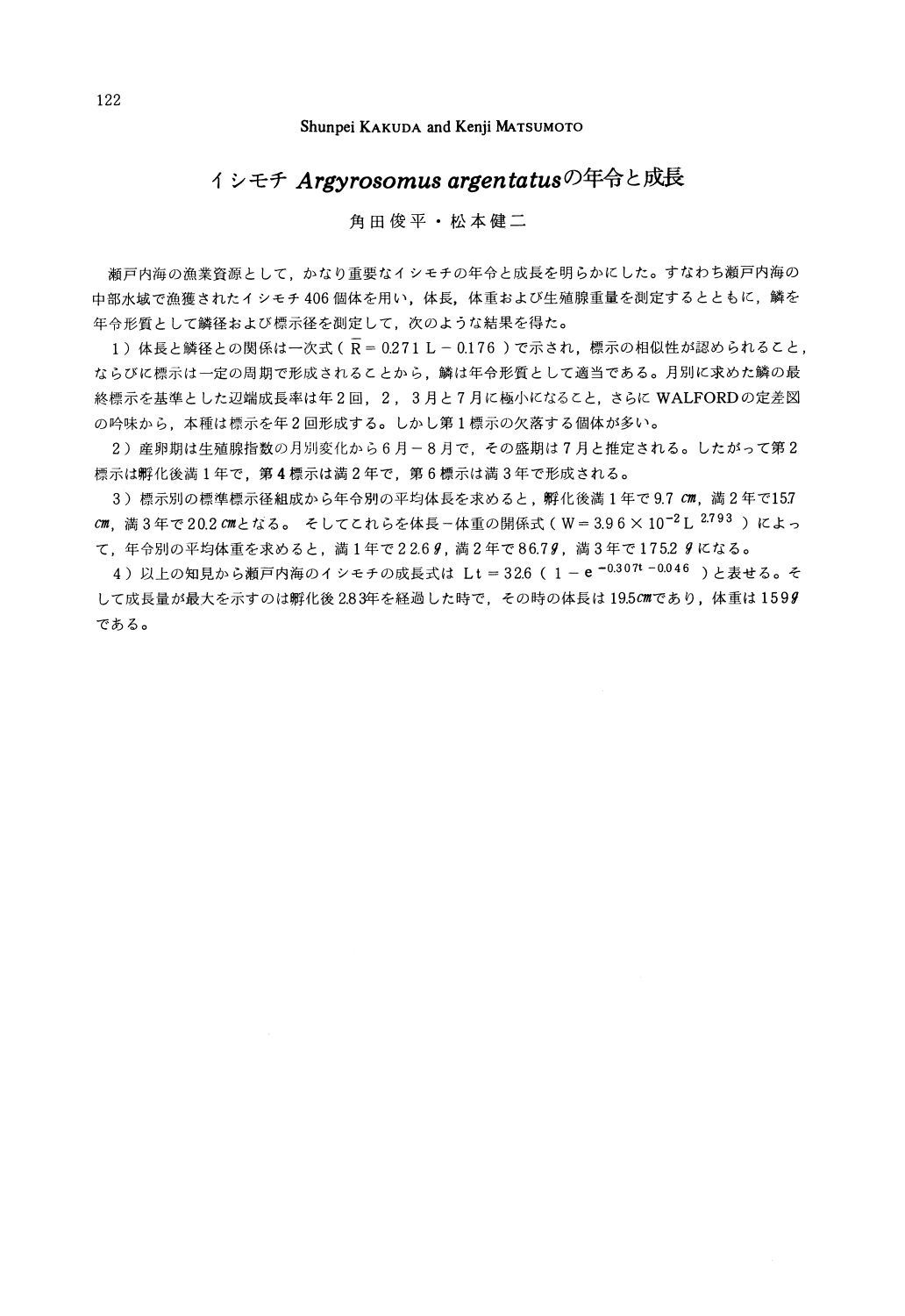# イシモチ *Argyrosomus argentatus* の年令と成長

角田俊平・松本健二

瀬戸内海の漁業資源として，かなり重要なイシモチの年令と成長を明らかにした。すなわち瀬戸内海の中部水域で漁獲されたイシモチ 406 個体を用い，体長，体重および生殖腺重量を測定するとともに，鱗を年令形質として鱗径および標示径を測定して，次のような結果を得た。

1）体長と鱗径との関係は一次式（$\bar{R} = 0.271\,L - 0.176$）で示され，標示の相似性が認められること，ならびに標示は一定の周期で形成されることから，鱗は年令形質として適当である。月別に求めた鱗の最終標示を基準とした辺端成長率は年２回，２，３月と７月に極小になること，さらに WALFORD の定差図の吟味から，本種は標示を年２回形成する。しかし第１標示の欠落する個体が多い。

2）産卵期は生殖腺指数の月別変化から６月－８月で，その盛期は７月と推定される。したがって第２標示は孵化後満１年で，第４標示は満２年で，第６標示は満３年で形成される。

3）標示別の標準標示径組成から年令別の平均体長を求めると，孵化後満１年で 9.7 *cm*，満２年で15.7 *cm*，満３年で 20.2 *cm* となる。 そしてこれらを体長－体重の関係式（$W = 3.96 \times 10^{-2} L^{2.793}$）によって，年令別の平均体重を求めると，満１年で 22.6 *g*，満２年で 86.7 *g*，満３年で 175.2 *g* になる。

4）以上の知見から瀬戸内海のイシモチの成長式は $Lt = 32.6\,(1 - e^{-0.307t - 0.046})$ と表せる。そして成長量が最大を示すのは孵化後 2.83年を経過した時で，その時の体長は 19.5*cm* であり，体重は 159*g* である。